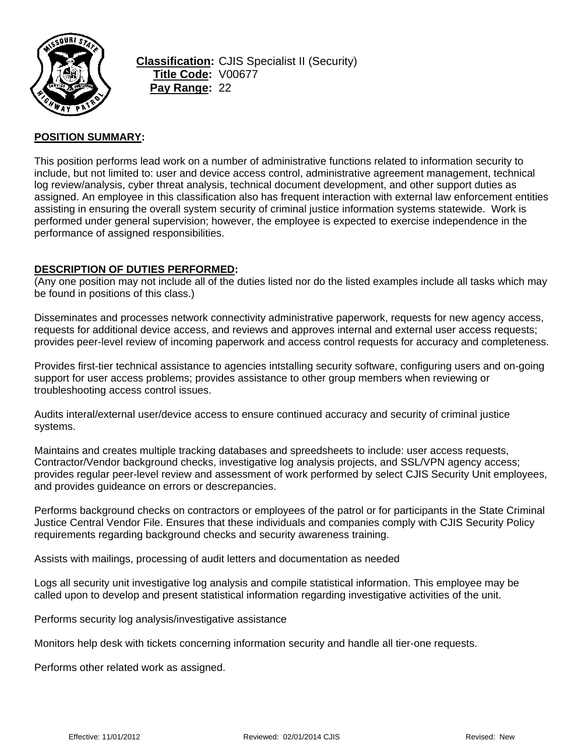**Classification:** CJIS Specialist II (Security)
**Title Code:** V00677
**Pay Range:** 22

**POSITION SUMMARY:**

This position performs lead work on a number of administrative functions related to information security to include, but not limited to: user and device access control, administrative agreement management, technical log review/analysis, cyber threat analysis, technical document development, and other support duties as assigned. An employee in this classification also has frequent interaction with external law enforcement entities assisting in ensuring the overall system security of criminal justice information systems statewide. Work is performed under general supervision; however, the employee is expected to exercise independence in the performance of assigned responsibilities.

**DESCRIPTION OF DUTIES PERFORMED:**

(Any one position may not include all of the duties listed nor do the listed examples include all tasks which may be found in positions of this class.)

Disseminates and processes network connectivity administrative paperwork, requests for new agency access, requests for additional device access, and reviews and approves internal and external user access requests; provides peer-level review of incoming paperwork and access control requests for accuracy and completeness.

Provides first-tier technical assistance to agencies intstalling security software, configuring users and on-going support for user access problems; provides assistance to other group members when reviewing or troubleshooting access control issues.

Audits interal/external user/device access to ensure continued accuracy and security of criminal justice systems.

Maintains and creates multiple tracking databases and spreedsheets to include: user access requests, Contractor/Vendor background checks, investigative log analysis projects, and SSL/VPN agency access; provides regular peer-level review and assessment of work performed by select CJIS Security Unit employees, and provides guideance on errors or descrepancies.

Performs background checks on contractors or employees of the patrol or for participants in the State Criminal Justice Central Vendor File. Ensures that these individuals and companies comply with CJIS Security Policy requirements regarding background checks and security awareness training.

Assists with mailings, processing of audit letters and documentation as needed

Logs all security unit investigative log analysis and compile statistical information. This employee may be called upon to develop and present statistical information regarding investigative activities of the unit.

Performs security log analysis/investigative assistance

Monitors help desk with tickets concerning information security and handle all tier-one requests.

Performs other related work as assigned.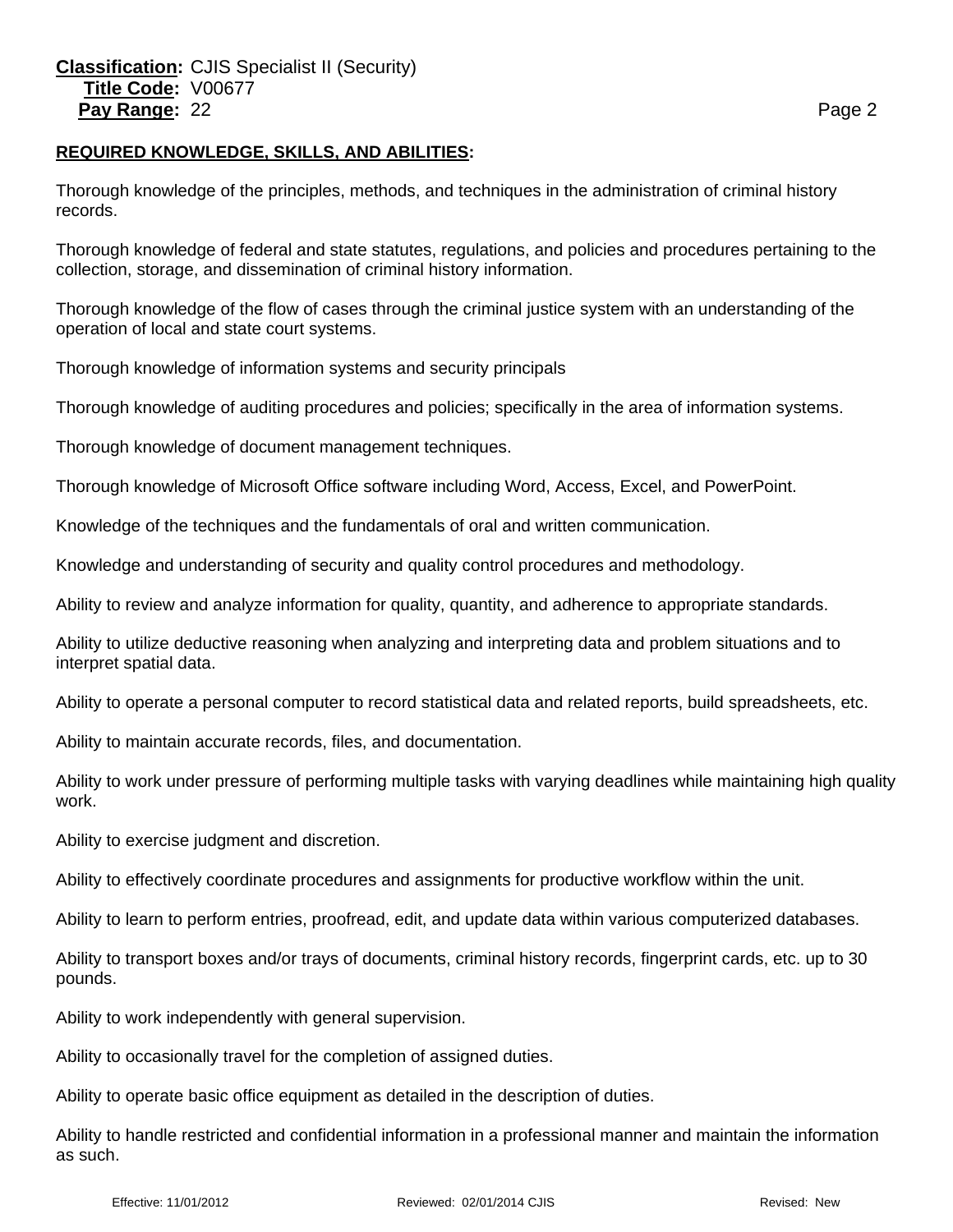**Classification:** CJIS Specialist II (Security)
**Title Code:** V00677
**Pay Range:** 22

## REQUIRED KNOWLEDGE, SKILLS, AND ABILITIES:

Thorough knowledge of the principles, methods, and techniques in the administration of criminal history records.

Thorough knowledge of federal and state statutes, regulations, and policies and procedures pertaining to the collection, storage, and dissemination of criminal history information.

Thorough knowledge of the flow of cases through the criminal justice system with an understanding of the operation of local and state court systems.

Thorough knowledge of information systems and security principals

Thorough knowledge of auditing procedures and policies; specifically in the area of information systems.

Thorough knowledge of document management techniques.

Thorough knowledge of Microsoft Office software including Word, Access, Excel, and PowerPoint.

Knowledge of the techniques and the fundamentals of oral and written communication.

Knowledge and understanding of security and quality control procedures and methodology.

Ability to review and analyze information for quality, quantity, and adherence to appropriate standards.

Ability to utilize deductive reasoning when analyzing and interpreting data and problem situations and to interpret spatial data.

Ability to operate a personal computer to record statistical data and related reports, build spreadsheets, etc.

Ability to maintain accurate records, files, and documentation.

Ability to work under pressure of performing multiple tasks with varying deadlines while maintaining high quality work.

Ability to exercise judgment and discretion.

Ability to effectively coordinate procedures and assignments for productive workflow within the unit.

Ability to learn to perform entries, proofread, edit, and update data within various computerized databases.

Ability to transport boxes and/or trays of documents, criminal history records, fingerprint cards, etc. up to 30 pounds.

Ability to work independently with general supervision.

Ability to occasionally travel for the completion of assigned duties.

Ability to operate basic office equipment as detailed in the description of duties.

Ability to handle restricted and confidential information in a professional manner and maintain the information as such.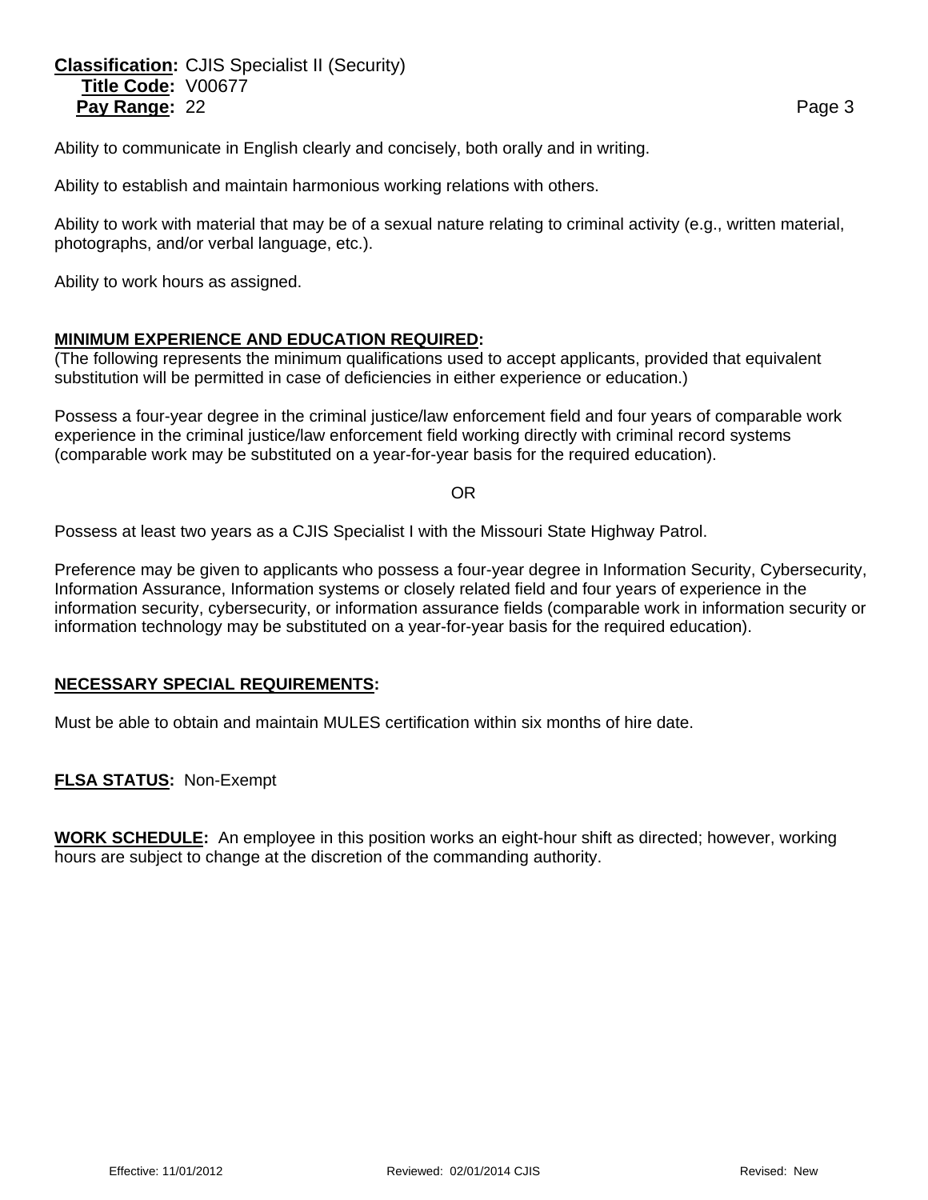Ability to communicate in English clearly and concisely, both orally and in writing.

Ability to establish and maintain harmonious working relations with others.

Ability to work with material that may be of a sexual nature relating to criminal activity (e.g., written material, photographs, and/or verbal language, etc.).

Ability to work hours as assigned.

**MINIMUM EXPERIENCE AND EDUCATION REQUIRED:**

(The following represents the minimum qualifications used to accept applicants, provided that equivalent substitution will be permitted in case of deficiencies in either experience or education.)

Possess a four-year degree in the criminal justice/law enforcement field and four years of comparable work experience in the criminal justice/law enforcement field working directly with criminal record systems (comparable work may be substituted on a year-for-year basis for the required education).

OR

Possess at least two years as a CJIS Specialist I with the Missouri State Highway Patrol.

Preference may be given to applicants who possess a four-year degree in Information Security, Cybersecurity, Information Assurance, Information systems or closely related field and four years of experience in the information security, cybersecurity, or information assurance fields (comparable work in information security or information technology may be substituted on a year-for-year basis for the required education).

**NECESSARY SPECIAL REQUIREMENTS:**

Must be able to obtain and maintain MULES certification within six months of hire date.

**FLSA STATUS:** Non-Exempt

**WORK SCHEDULE:** An employee in this position works an eight-hour shift as directed; however, working hours are subject to change at the discretion of the commanding authority.